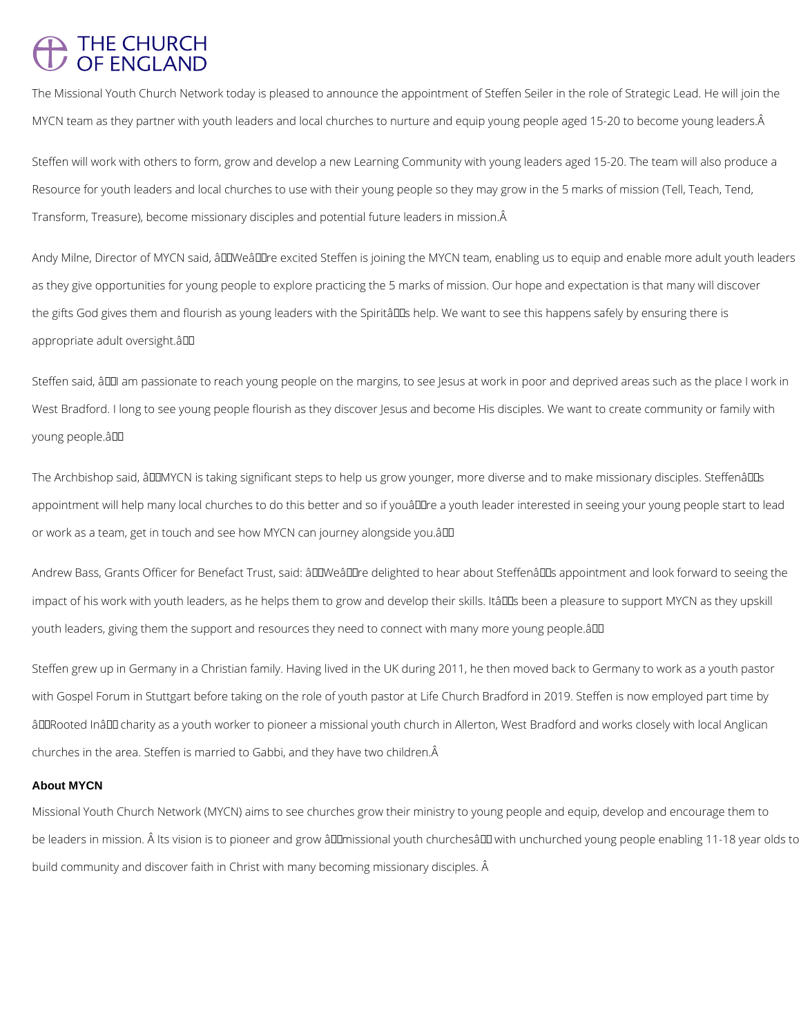# THE CHURCH OF ENGLAND

The Missional Youth Church Network today is pleased to announce the appointment of Steffen Seiler in the role of Strategic Lead. He will join the MYCN team as they partner with youth leaders and local churches to nurture and equip young people aged 15-20 to become young leaders.

Steffen will work with others to form, grow and develop a new Learning Community with young leaders aged 15-20. The team will also produce a Resource for youth leaders and local churches to use with their young people so they may grow in the 5 marks of mission (Tell, Teach, Tend, Transform, Treasure), become missionary disciples and potential future leaders in mission.

Andy Milne, Director of MYCN said, "We're excited Steffen is joining the MYCN team, enabling us to equip and enable more adult youth leaders as they give opportunities for young people to explore practicing the 5 marks of mission. Our hope and expectation is that many will discover the gifts God gives them and flourish as young leaders with the Spirit's help. We want to see this happens safely by ensuring there is appropriate adult oversight."

Steffen said, "I am passionate to reach young people on the margins, to see Jesus at work in poor and deprived areas such as the place I work in West Bradford. I long to see young people flourish as they discover Jesus and become His disciples. We want to create community or family with young people."

The Archbishop said, "MYCN is taking significant steps to help us grow younger, more diverse and to make missionary disciples. Steffen's appointment will help many local churches to do this better and so if you're a youth leader interested in seeing your young people start to lead or work as a team, get in touch and see how MYCN can journey alongside you."

Andrew Bass, Grants Officer for Benefact Trust, said: "We're delighted to hear about Steffen's appointment and look forward to seeing the impact of his work with youth leaders, as he helps them to grow and develop their skills. It's been a pleasure to support MYCN as they upskill youth leaders, giving them the support and resources they need to connect with many more young people."

Steffen grew up in Germany in a Christian family. Having lived in the UK during 2011, he then moved back to Germany to work as a youth pastor with Gospel Forum in Stuttgart before taking on the role of youth pastor at Life Church Bradford in 2019. Steffen is now employed part time by "Rooted In" charity as a youth worker to pioneer a missional youth church in Allerton, West Bradford and works closely with local Anglican churches in the area. Steffen is married to Gabbi, and they have two children.

## About MYCN

Missional Youth Church Network (MYCN) aims to see churches grow their ministry to young people and equip, develop and encourage them to be leaders in mission. Its vision is to pioneer and grow "missional youth churches" with unchurched young people enabling 11-18 year olds to build community and discover faith in Christ with many becoming missionary disciples.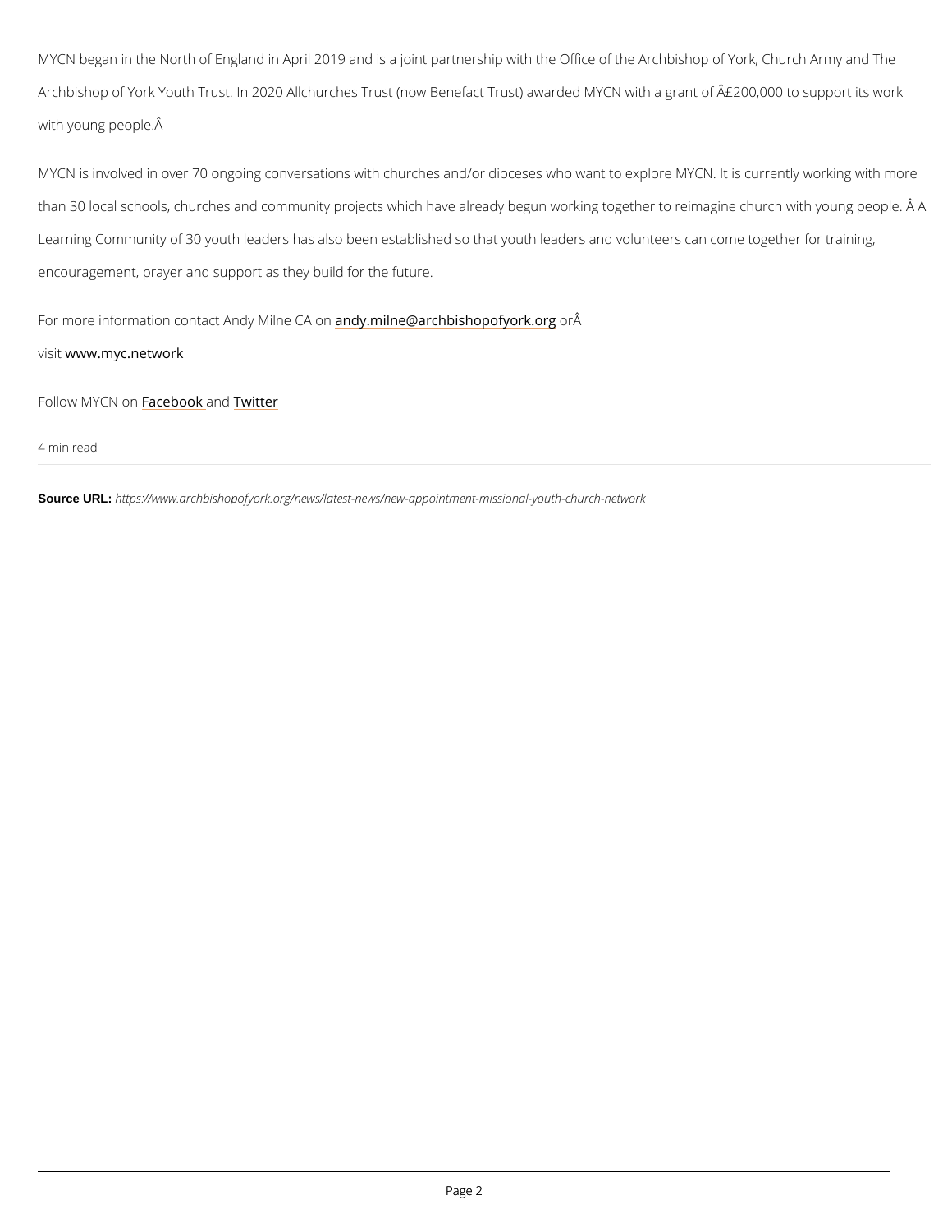MYCN began in the North of England in April 2019 and is a joint partnership with the Office of the Archbishop of York, Church Army and The Archbishop of York Youth Trust. In 2020 Allchurches Trust (now Benefact Trust) awarded MYCN with a grant of Â£200,000 to support its work with young people.Â

MYCN is involved in over 70 ongoing conversations with churches and/or dioceses who want to explore MYCN. It is currently working with more than 30 local schools, churches and community projects which have already begun working together to reimagine church with young people. Â A Learning Community of 30 youth leaders has also been established so that youth leaders and volunteers can come together for training, encouragement, prayer and support as they build for the future.

For more information contact Andy Milne CA on andy.milne@archbishopofyork.org orÂ visit www.myc.network

Follow MYCN on Facebook and Twitter

4 min read

**Source URL:** *https://www.archbishopofyork.org/news/latest-news/new-appointment-missional-youth-church-network*